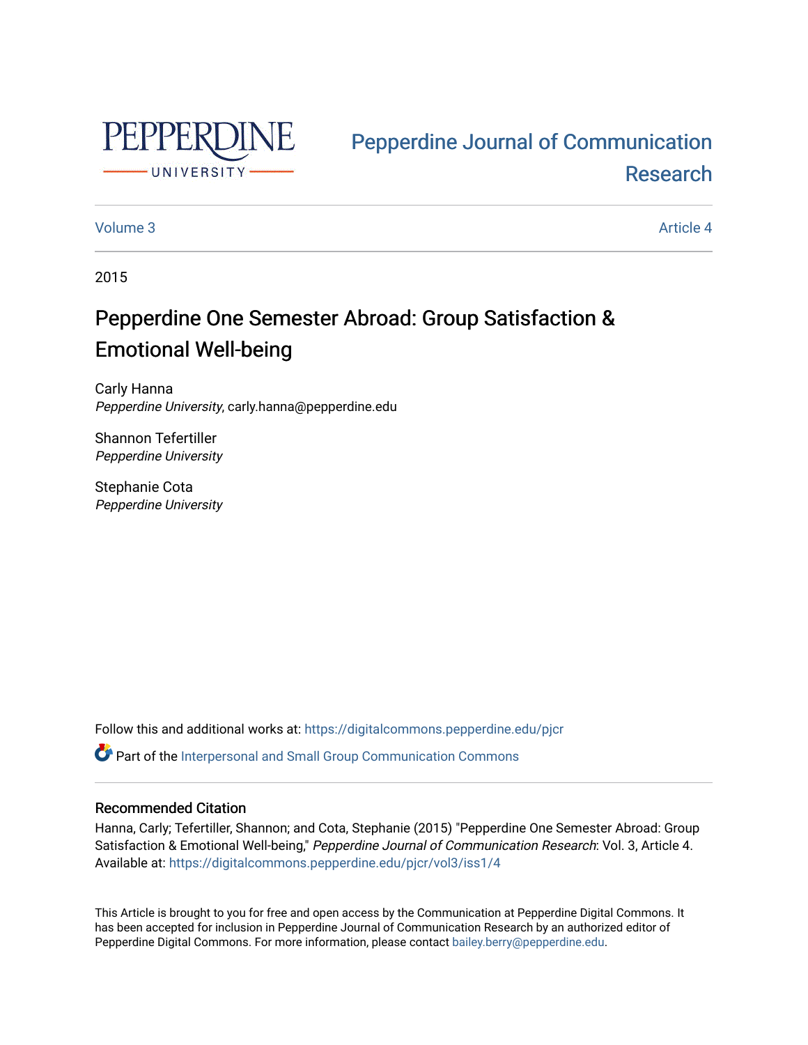Pepperdine Journal of Communication Research

Volume 3

Article 4

2015

# Pepperdine One Semester Abroad: Group Satisfaction & Emotional Well-being

Carly Hanna
*Pepperdine University*, carly.hanna@pepperdine.edu

Shannon Tefertiller
*Pepperdine University*

Stephanie Cota
*Pepperdine University*

Follow this and additional works at: https://digitalcommons.pepperdine.edu/pjcr

Part of the Interpersonal and Small Group Communication Commons

## Recommended Citation

Hanna, Carly; Tefertiller, Shannon; and Cota, Stephanie (2015) "Pepperdine One Semester Abroad: Group Satisfaction & Emotional Well-being," *Pepperdine Journal of Communication Research*: Vol. 3, Article 4. Available at: https://digitalcommons.pepperdine.edu/pjcr/vol3/iss1/4

This Article is brought to you for free and open access by the Communication at Pepperdine Digital Commons. It has been accepted for inclusion in Pepperdine Journal of Communication Research by an authorized editor of Pepperdine Digital Commons. For more information, please contact bailey.berry@pepperdine.edu.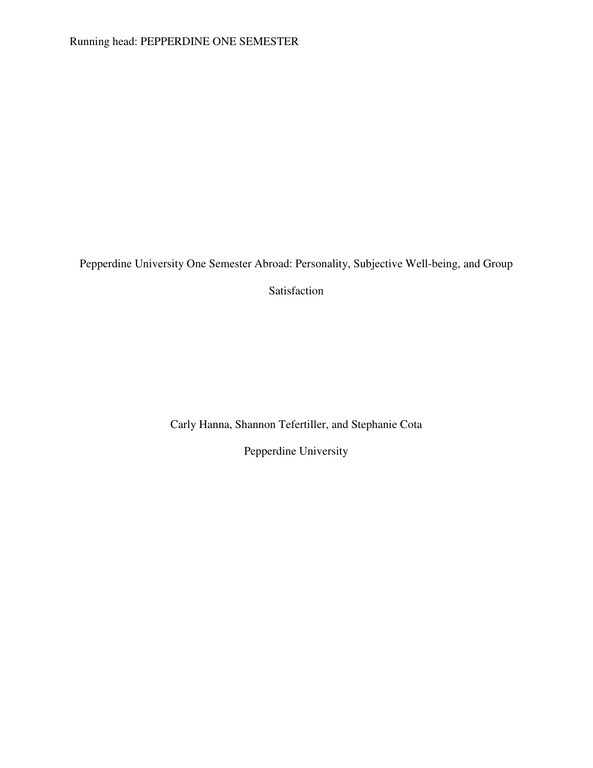# Pepperdine University One Semester Abroad: Personality, Subjective Well-being, and Group Satisfaction

Carly Hanna, Shannon Tefertiller, and Stephanie Cota

Pepperdine University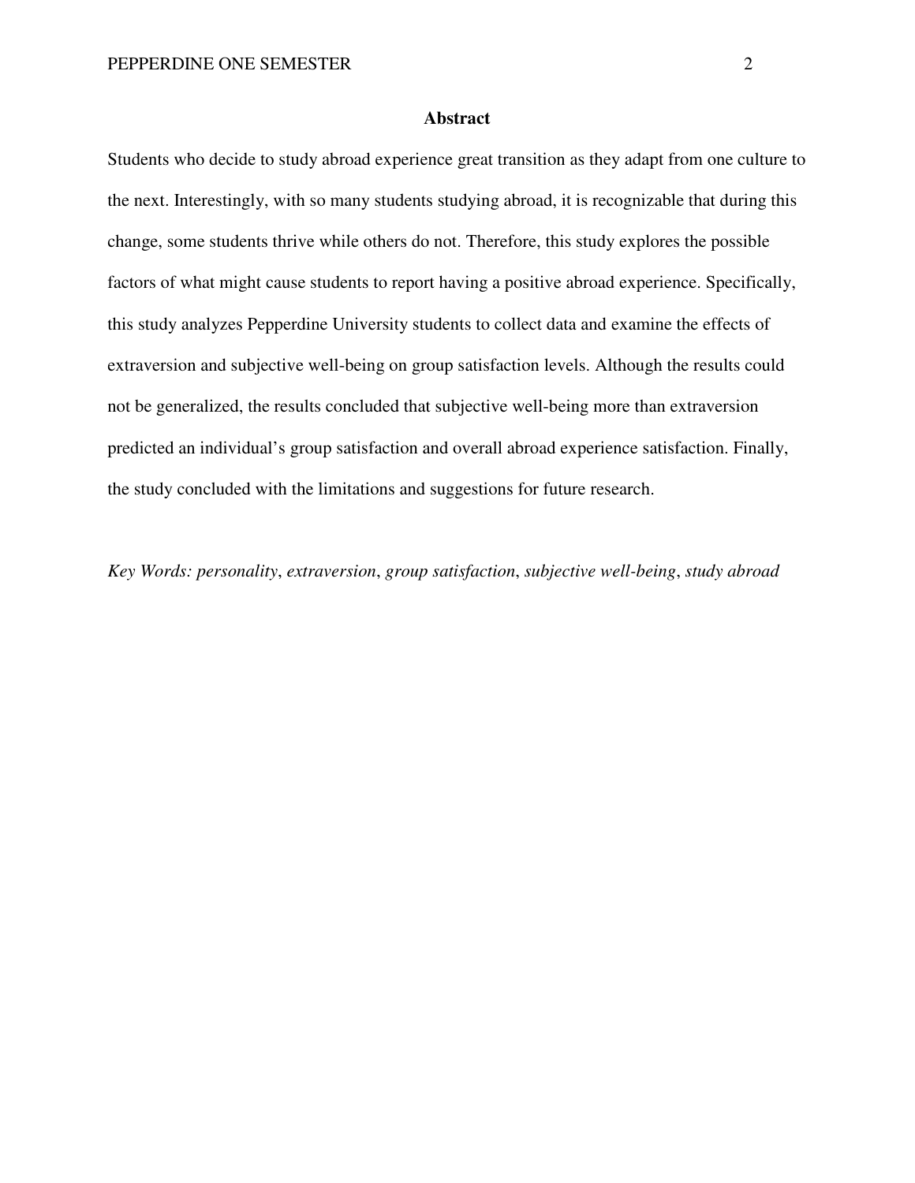# Abstract

Students who decide to study abroad experience great transition as they adapt from one culture to the next. Interestingly, with so many students studying abroad, it is recognizable that during this change, some students thrive while others do not. Therefore, this study explores the possible factors of what might cause students to report having a positive abroad experience. Specifically, this study analyzes Pepperdine University students to collect data and examine the effects of extraversion and subjective well-being on group satisfaction levels. Although the results could not be generalized, the results concluded that subjective well-being more than extraversion predicted an individual's group satisfaction and overall abroad experience satisfaction. Finally, the study concluded with the limitations and suggestions for future research.

*Key Words: personality*, *extraversion*, *group satisfaction*, *subjective well-being*, *study abroad*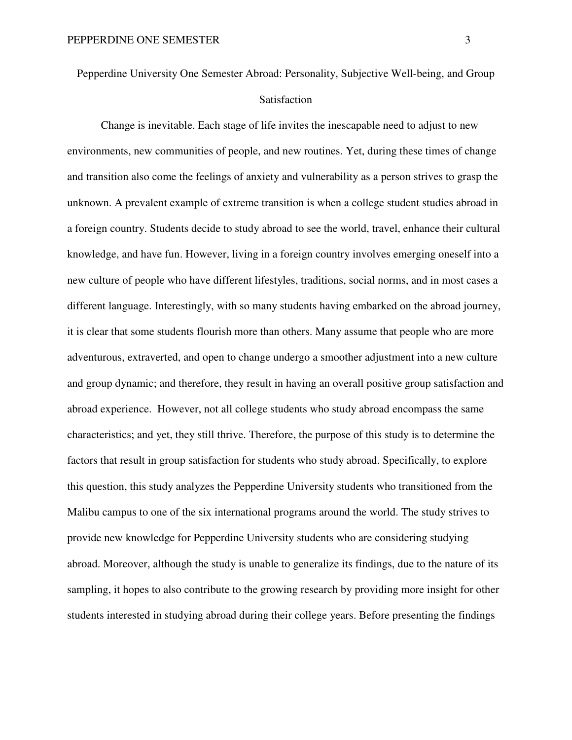# Pepperdine University One Semester Abroad: Personality, Subjective Well-being, and Group Satisfaction

Change is inevitable. Each stage of life invites the inescapable need to adjust to new environments, new communities of people, and new routines. Yet, during these times of change and transition also come the feelings of anxiety and vulnerability as a person strives to grasp the unknown. A prevalent example of extreme transition is when a college student studies abroad in a foreign country. Students decide to study abroad to see the world, travel, enhance their cultural knowledge, and have fun. However, living in a foreign country involves emerging oneself into a new culture of people who have different lifestyles, traditions, social norms, and in most cases a different language. Interestingly, with so many students having embarked on the abroad journey, it is clear that some students flourish more than others. Many assume that people who are more adventurous, extraverted, and open to change undergo a smoother adjustment into a new culture and group dynamic; and therefore, they result in having an overall positive group satisfaction and abroad experience. However, not all college students who study abroad encompass the same characteristics; and yet, they still thrive. Therefore, the purpose of this study is to determine the factors that result in group satisfaction for students who study abroad. Specifically, to explore this question, this study analyzes the Pepperdine University students who transitioned from the Malibu campus to one of the six international programs around the world. The study strives to provide new knowledge for Pepperdine University students who are considering studying abroad. Moreover, although the study is unable to generalize its findings, due to the nature of its sampling, it hopes to also contribute to the growing research by providing more insight for other students interested in studying abroad during their college years. Before presenting the findings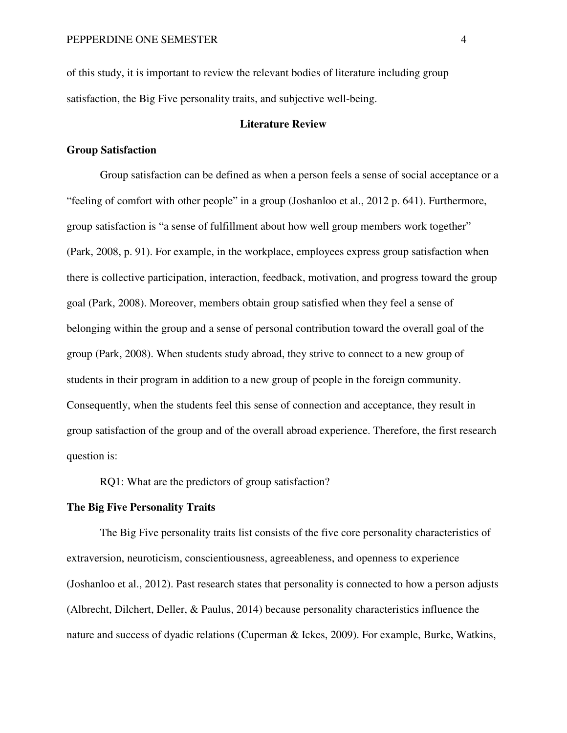of this study, it is important to review the relevant bodies of literature including group satisfaction, the Big Five personality traits, and subjective well-being.

## Literature Review

### Group Satisfaction

Group satisfaction can be defined as when a person feels a sense of social acceptance or a "feeling of comfort with other people" in a group (Joshanloo et al., 2012 p. 641). Furthermore, group satisfaction is "a sense of fulfillment about how well group members work together" (Park, 2008, p. 91). For example, in the workplace, employees express group satisfaction when there is collective participation, interaction, feedback, motivation, and progress toward the group goal (Park, 2008). Moreover, members obtain group satisfied when they feel a sense of belonging within the group and a sense of personal contribution toward the overall goal of the group (Park, 2008). When students study abroad, they strive to connect to a new group of students in their program in addition to a new group of people in the foreign community. Consequently, when the students feel this sense of connection and acceptance, they result in group satisfaction of the group and of the overall abroad experience. Therefore, the first research question is:

RQ1: What are the predictors of group satisfaction?

### The Big Five Personality Traits

The Big Five personality traits list consists of the five core personality characteristics of extraversion, neuroticism, conscientiousness, agreeableness, and openness to experience (Joshanloo et al., 2012). Past research states that personality is connected to how a person adjusts (Albrecht, Dilchert, Deller, & Paulus, 2014) because personality characteristics influence the nature and success of dyadic relations (Cuperman & Ickes, 2009). For example, Burke, Watkins,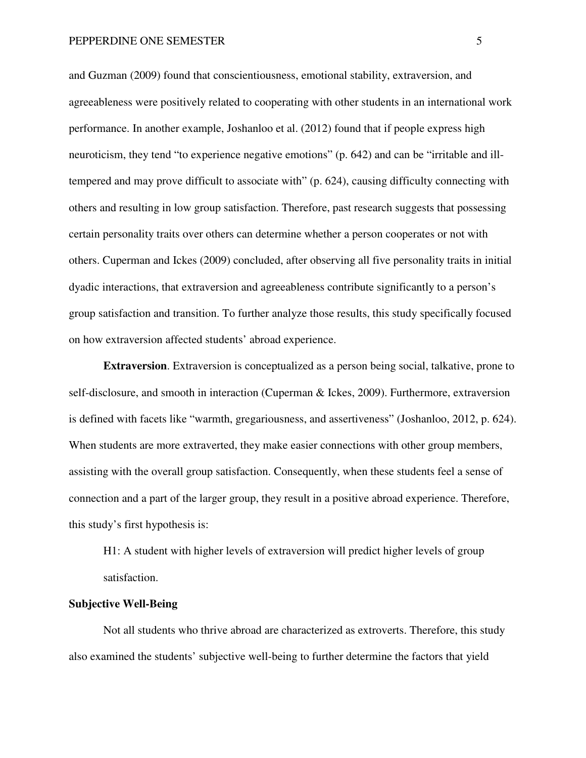and Guzman (2009) found that conscientiousness, emotional stability, extraversion, and agreeableness were positively related to cooperating with other students in an international work performance. In another example, Joshanloo et al. (2012) found that if people express high neuroticism, they tend "to experience negative emotions" (p. 642) and can be "irritable and ill-tempered and may prove difficult to associate with" (p. 624), causing difficulty connecting with others and resulting in low group satisfaction. Therefore, past research suggests that possessing certain personality traits over others can determine whether a person cooperates or not with others. Cuperman and Ickes (2009) concluded, after observing all five personality traits in initial dyadic interactions, that extraversion and agreeableness contribute significantly to a person's group satisfaction and transition. To further analyze those results, this study specifically focused on how extraversion affected students' abroad experience.

**Extraversion**. Extraversion is conceptualized as a person being social, talkative, prone to self-disclosure, and smooth in interaction (Cuperman & Ickes, 2009). Furthermore, extraversion is defined with facets like "warmth, gregariousness, and assertiveness" (Joshanloo, 2012, p. 624). When students are more extraverted, they make easier connections with other group members, assisting with the overall group satisfaction. Consequently, when these students feel a sense of connection and a part of the larger group, they result in a positive abroad experience. Therefore, this study's first hypothesis is:

H1: A student with higher levels of extraversion will predict higher levels of group satisfaction.

**Subjective Well-Being**

Not all students who thrive abroad are characterized as extroverts. Therefore, this study also examined the students' subjective well-being to further determine the factors that yield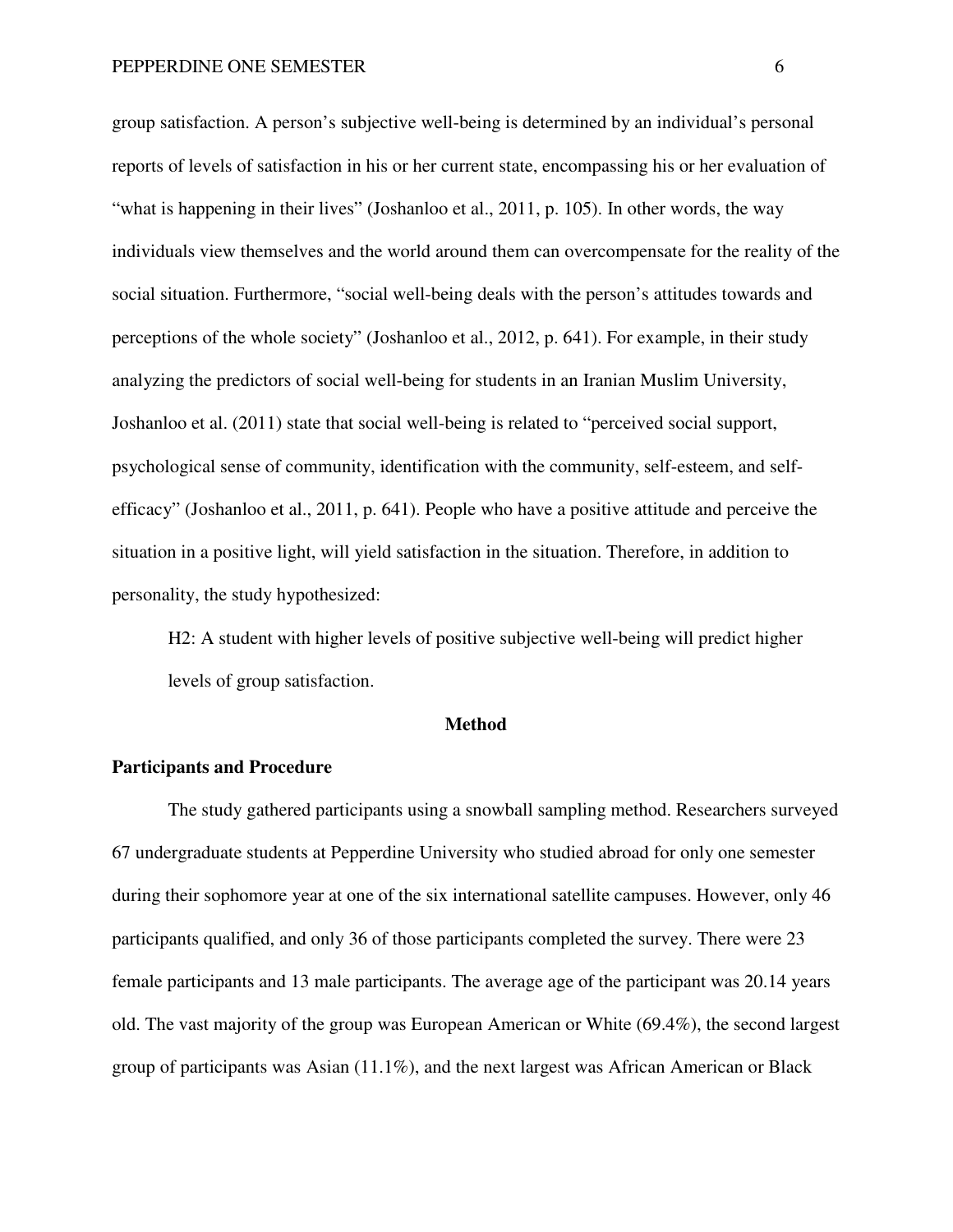group satisfaction. A person's subjective well-being is determined by an individual's personal reports of levels of satisfaction in his or her current state, encompassing his or her evaluation of "what is happening in their lives" (Joshanloo et al., 2011, p. 105). In other words, the way individuals view themselves and the world around them can overcompensate for the reality of the social situation. Furthermore, "social well-being deals with the person's attitudes towards and perceptions of the whole society" (Joshanloo et al., 2012, p. 641). For example, in their study analyzing the predictors of social well-being for students in an Iranian Muslim University, Joshanloo et al. (2011) state that social well-being is related to "perceived social support, psychological sense of community, identification with the community, self-esteem, and self-efficacy" (Joshanloo et al., 2011, p. 641). People who have a positive attitude and perceive the situation in a positive light, will yield satisfaction in the situation. Therefore, in addition to personality, the study hypothesized:

> H2: A student with higher levels of positive subjective well-being will predict higher levels of group satisfaction.

## Method

### Participants and Procedure

The study gathered participants using a snowball sampling method. Researchers surveyed 67 undergraduate students at Pepperdine University who studied abroad for only one semester during their sophomore year at one of the six international satellite campuses. However, only 46 participants qualified, and only 36 of those participants completed the survey. There were 23 female participants and 13 male participants. The average age of the participant was 20.14 years old. The vast majority of the group was European American or White (69.4%), the second largest group of participants was Asian (11.1%), and the next largest was African American or Black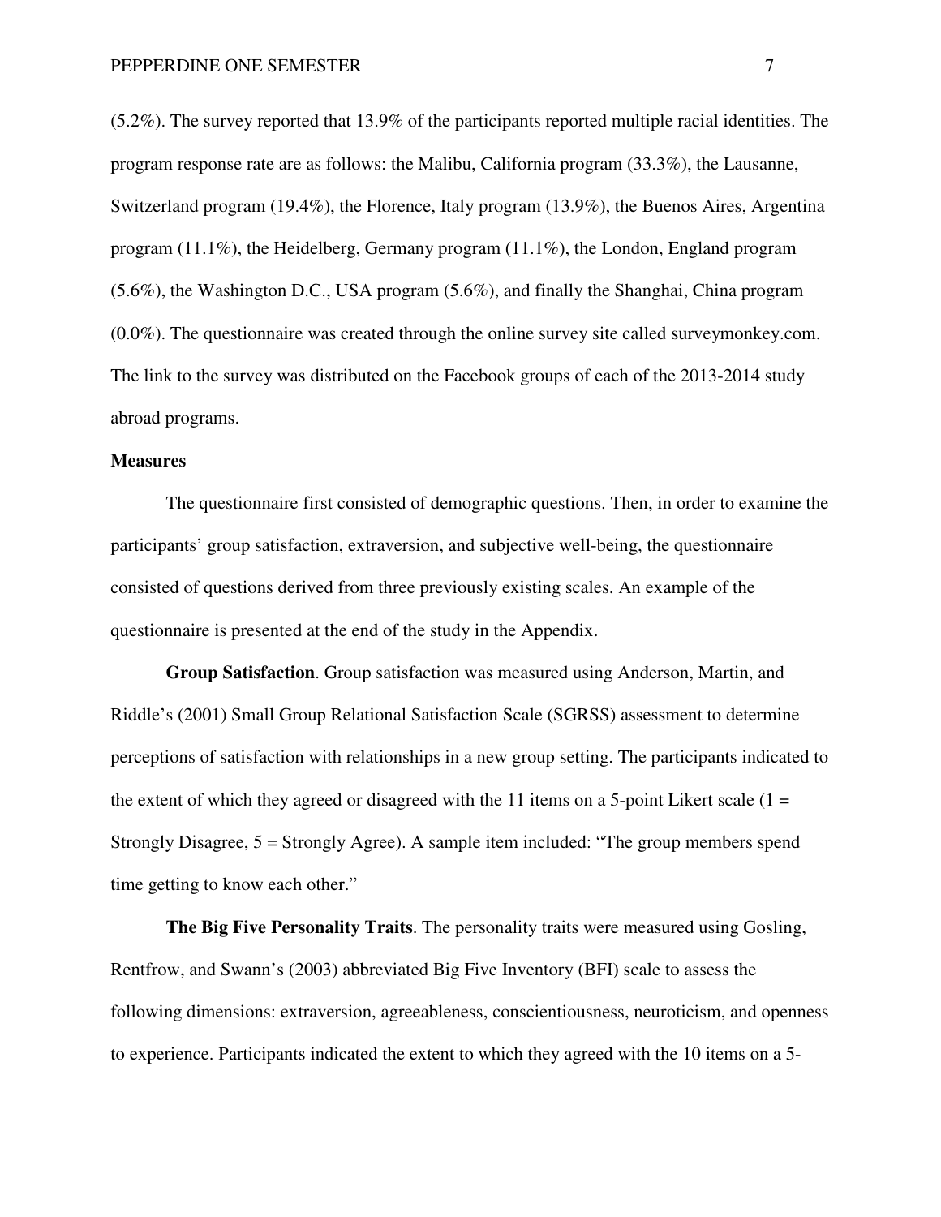(5.2%). The survey reported that 13.9% of the participants reported multiple racial identities. The program response rate are as follows: the Malibu, California program (33.3%), the Lausanne, Switzerland program (19.4%), the Florence, Italy program (13.9%), the Buenos Aires, Argentina program (11.1%), the Heidelberg, Germany program (11.1%), the London, England program (5.6%), the Washington D.C., USA program (5.6%), and finally the Shanghai, China program (0.0%). The questionnaire was created through the online survey site called surveymonkey.com. The link to the survey was distributed on the Facebook groups of each of the 2013-2014 study abroad programs.

**Measures**

The questionnaire first consisted of demographic questions. Then, in order to examine the participants' group satisfaction, extraversion, and subjective well-being, the questionnaire consisted of questions derived from three previously existing scales. An example of the questionnaire is presented at the end of the study in the Appendix.

**Group Satisfaction**. Group satisfaction was measured using Anderson, Martin, and Riddle's (2001) Small Group Relational Satisfaction Scale (SGRSS) assessment to determine perceptions of satisfaction with relationships in a new group setting. The participants indicated to the extent of which they agreed or disagreed with the 11 items on a 5-point Likert scale (1 = Strongly Disagree, 5 = Strongly Agree). A sample item included: "The group members spend time getting to know each other."

**The Big Five Personality Traits**. The personality traits were measured using Gosling, Rentfrow, and Swann's (2003) abbreviated Big Five Inventory (BFI) scale to assess the following dimensions: extraversion, agreeableness, conscientiousness, neuroticism, and openness to experience. Participants indicated the extent to which they agreed with the 10 items on a 5-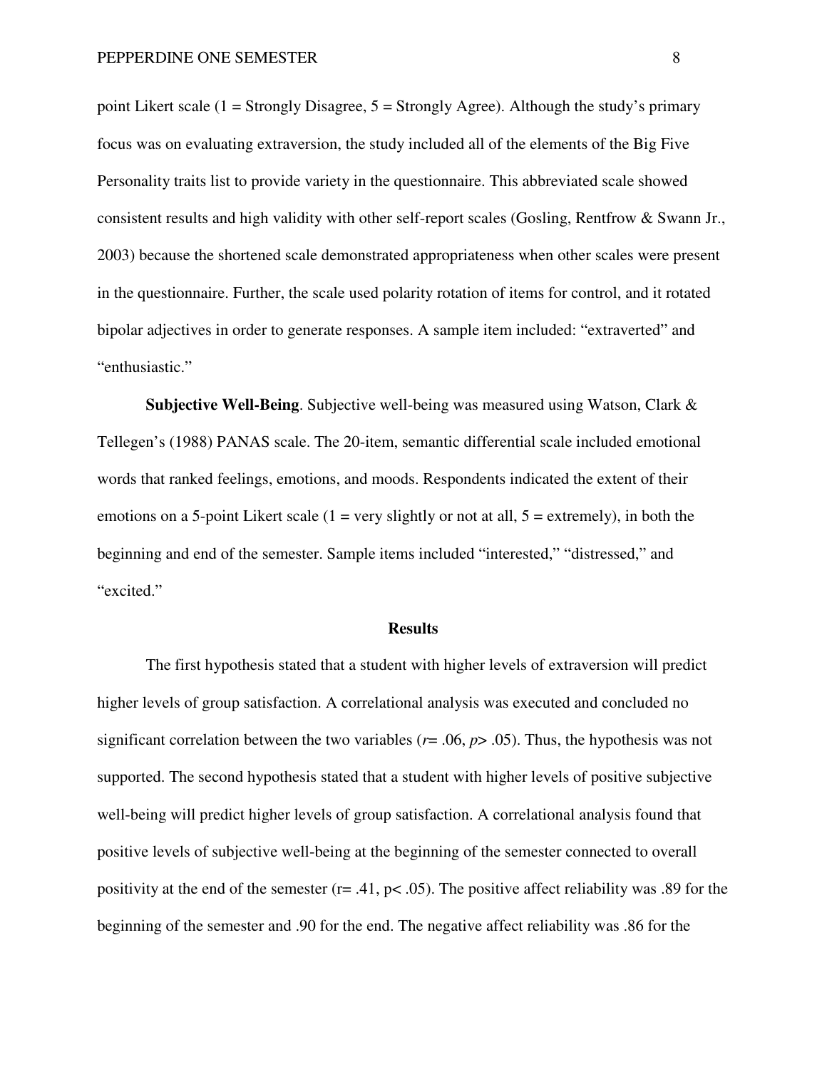point Likert scale (1 = Strongly Disagree, 5 = Strongly Agree). Although the study's primary focus was on evaluating extraversion, the study included all of the elements of the Big Five Personality traits list to provide variety in the questionnaire. This abbreviated scale showed consistent results and high validity with other self-report scales (Gosling, Rentfrow & Swann Jr., 2003) because the shortened scale demonstrated appropriateness when other scales were present in the questionnaire. Further, the scale used polarity rotation of items for control, and it rotated bipolar adjectives in order to generate responses. A sample item included: "extraverted" and "enthusiastic."

**Subjective Well-Being**. Subjective well-being was measured using Watson, Clark & Tellegen's (1988) PANAS scale. The 20-item, semantic differential scale included emotional words that ranked feelings, emotions, and moods. Respondents indicated the extent of their emotions on a 5-point Likert scale (1 = very slightly or not at all, 5 = extremely), in both the beginning and end of the semester. Sample items included "interested," "distressed," and "excited."

## Results

The first hypothesis stated that a student with higher levels of extraversion will predict higher levels of group satisfaction. A correlational analysis was executed and concluded no significant correlation between the two variables ($r = .06$, $p > .05$). Thus, the hypothesis was not supported. The second hypothesis stated that a student with higher levels of positive subjective well-being will predict higher levels of group satisfaction. A correlational analysis found that positive levels of subjective well-being at the beginning of the semester connected to overall positivity at the end of the semester ($r = .41$, $p < .05$). The positive affect reliability was .89 for the beginning of the semester and .90 for the end. The negative affect reliability was .86 for the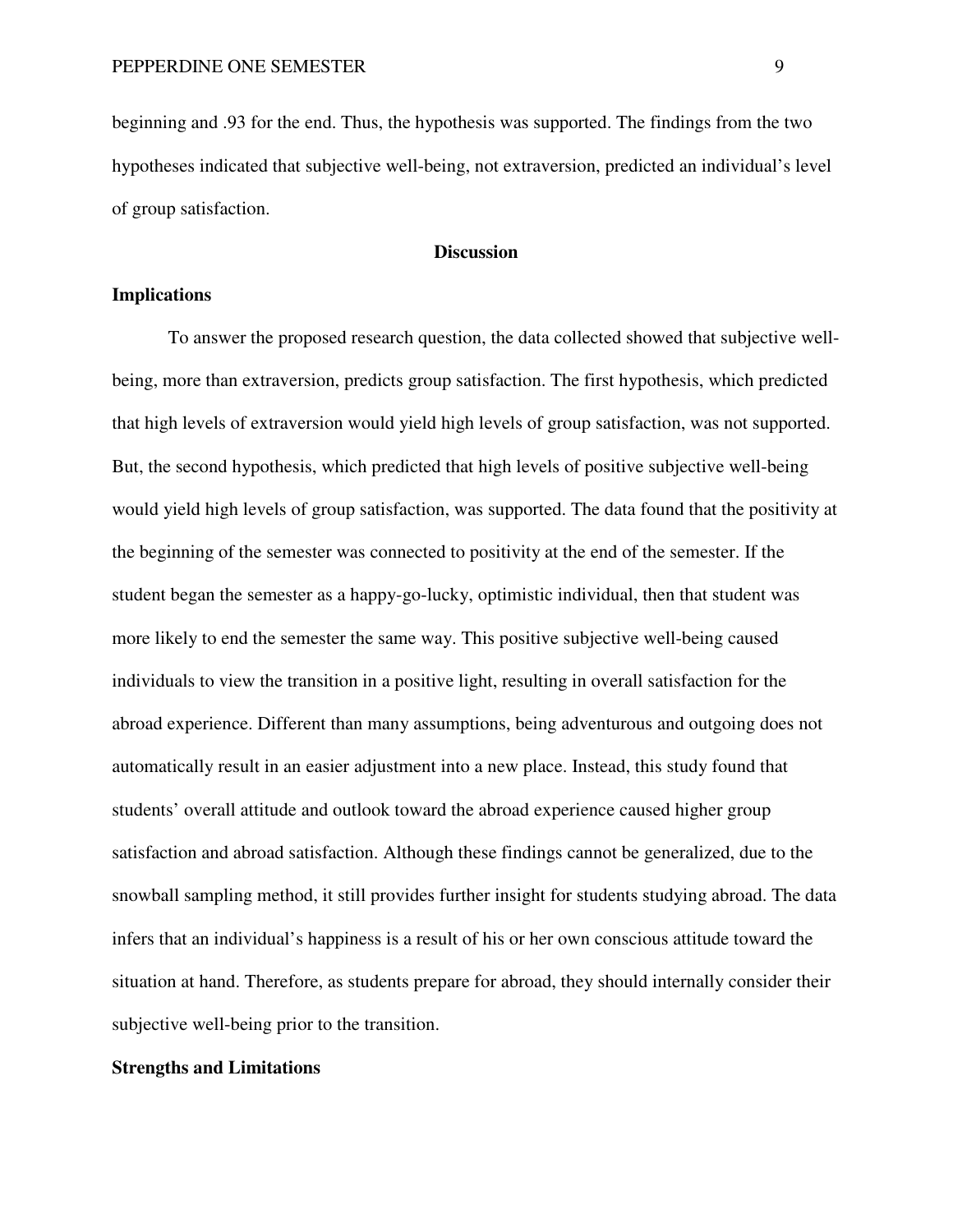beginning and .93 for the end. Thus, the hypothesis was supported. The findings from the two hypotheses indicated that subjective well-being, not extraversion, predicted an individual's level of group satisfaction.

## Discussion

### Implications

To answer the proposed research question, the data collected showed that subjective well-being, more than extraversion, predicts group satisfaction. The first hypothesis, which predicted that high levels of extraversion would yield high levels of group satisfaction, was not supported. But, the second hypothesis, which predicted that high levels of positive subjective well-being would yield high levels of group satisfaction, was supported. The data found that the positivity at the beginning of the semester was connected to positivity at the end of the semester. If the student began the semester as a happy-go-lucky, optimistic individual, then that student was more likely to end the semester the same way. This positive subjective well-being caused individuals to view the transition in a positive light, resulting in overall satisfaction for the abroad experience. Different than many assumptions, being adventurous and outgoing does not automatically result in an easier adjustment into a new place. Instead, this study found that students' overall attitude and outlook toward the abroad experience caused higher group satisfaction and abroad satisfaction. Although these findings cannot be generalized, due to the snowball sampling method, it still provides further insight for students studying abroad. The data infers that an individual's happiness is a result of his or her own conscious attitude toward the situation at hand. Therefore, as students prepare for abroad, they should internally consider their subjective well-being prior to the transition.

### Strengths and Limitations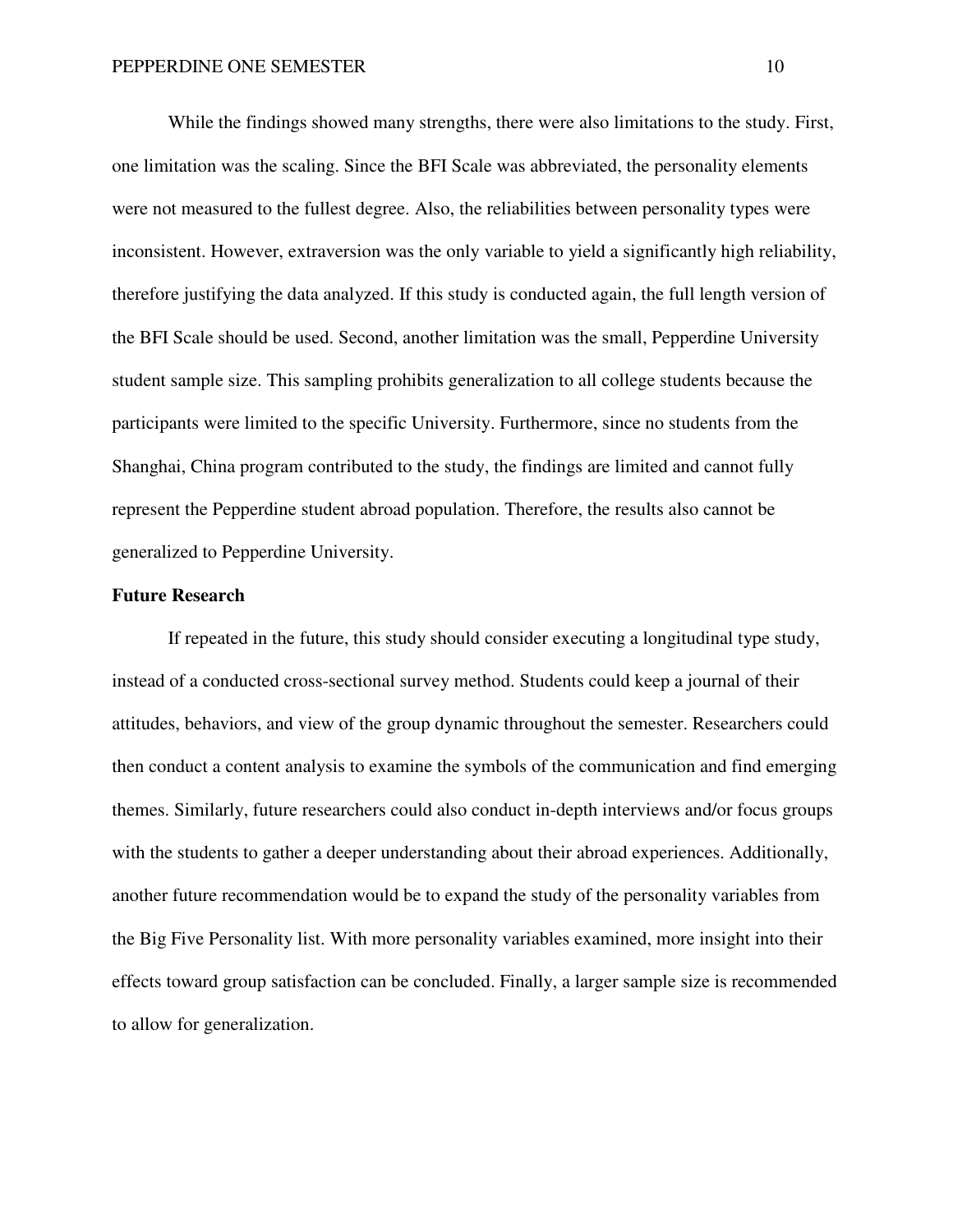While the findings showed many strengths, there were also limitations to the study. First, one limitation was the scaling. Since the BFI Scale was abbreviated, the personality elements were not measured to the fullest degree. Also, the reliabilities between personality types were inconsistent. However, extraversion was the only variable to yield a significantly high reliability, therefore justifying the data analyzed. If this study is conducted again, the full length version of the BFI Scale should be used. Second, another limitation was the small, Pepperdine University student sample size. This sampling prohibits generalization to all college students because the participants were limited to the specific University. Furthermore, since no students from the Shanghai, China program contributed to the study, the findings are limited and cannot fully represent the Pepperdine student abroad population. Therefore, the results also cannot be generalized to Pepperdine University.

**Future Research**

If repeated in the future, this study should consider executing a longitudinal type study, instead of a conducted cross-sectional survey method. Students could keep a journal of their attitudes, behaviors, and view of the group dynamic throughout the semester. Researchers could then conduct a content analysis to examine the symbols of the communication and find emerging themes. Similarly, future researchers could also conduct in-depth interviews and/or focus groups with the students to gather a deeper understanding about their abroad experiences. Additionally, another future recommendation would be to expand the study of the personality variables from the Big Five Personality list. With more personality variables examined, more insight into their effects toward group satisfaction can be concluded. Finally, a larger sample size is recommended to allow for generalization.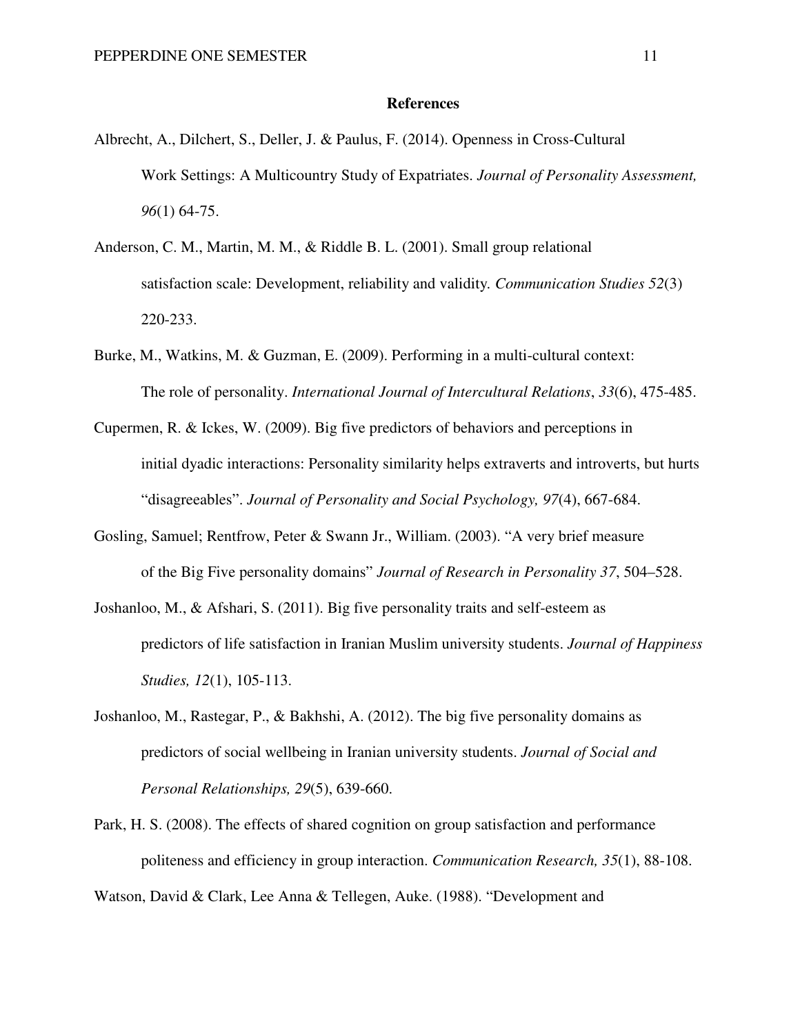**References**

Albrecht, A., Dilchert, S., Deller, J. & Paulus, F. (2014). Openness in Cross-Cultural Work Settings: A Multicountry Study of Expatriates. *Journal of Personality Assessment, 96*(1) 64-75.

Anderson, C. M., Martin, M. M., & Riddle B. L. (2001). Small group relational satisfaction scale: Development, reliability and validity. *Communication Studies 52*(3) 220-233.

Burke, M., Watkins, M. & Guzman, E. (2009). Performing in a multi-cultural context: The role of personality. *International Journal of Intercultural Relations*, *33*(6), 475-485.

Cupermen, R. & Ickes, W. (2009). Big five predictors of behaviors and perceptions in initial dyadic interactions: Personality similarity helps extraverts and introverts, but hurts "disagreeables". *Journal of Personality and Social Psychology, 97*(4), 667-684.

Gosling, Samuel; Rentfrow, Peter & Swann Jr., William. (2003). "A very brief measure of the Big Five personality domains" *Journal of Research in Personality 37*, 504–528.

Joshanloo, M., & Afshari, S. (2011). Big five personality traits and self-esteem as predictors of life satisfaction in Iranian Muslim university students. *Journal of Happiness Studies, 12*(1), 105-113.

Joshanloo, M., Rastegar, P., & Bakhshi, A. (2012). The big five personality domains as predictors of social wellbeing in Iranian university students. *Journal of Social and Personal Relationships, 29*(5), 639-660.

Park, H. S. (2008). The effects of shared cognition on group satisfaction and performance politeness and efficiency in group interaction. *Communication Research, 35*(1), 88-108.

Watson, David & Clark, Lee Anna & Tellegen, Auke. (1988). "Development and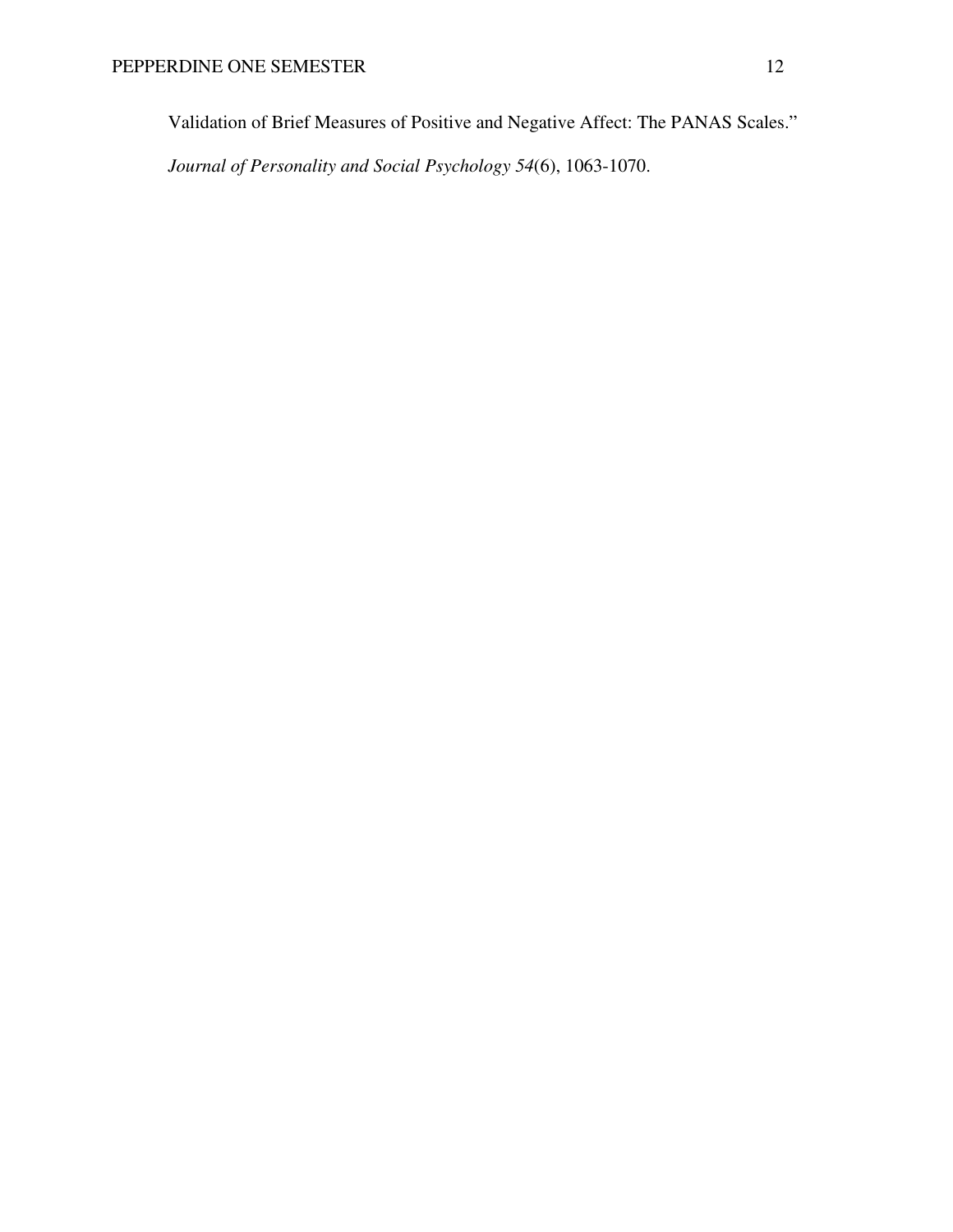Validation of Brief Measures of Positive and Negative Affect: The PANAS Scales." *Journal of Personality and Social Psychology 54*(6), 1063-1070.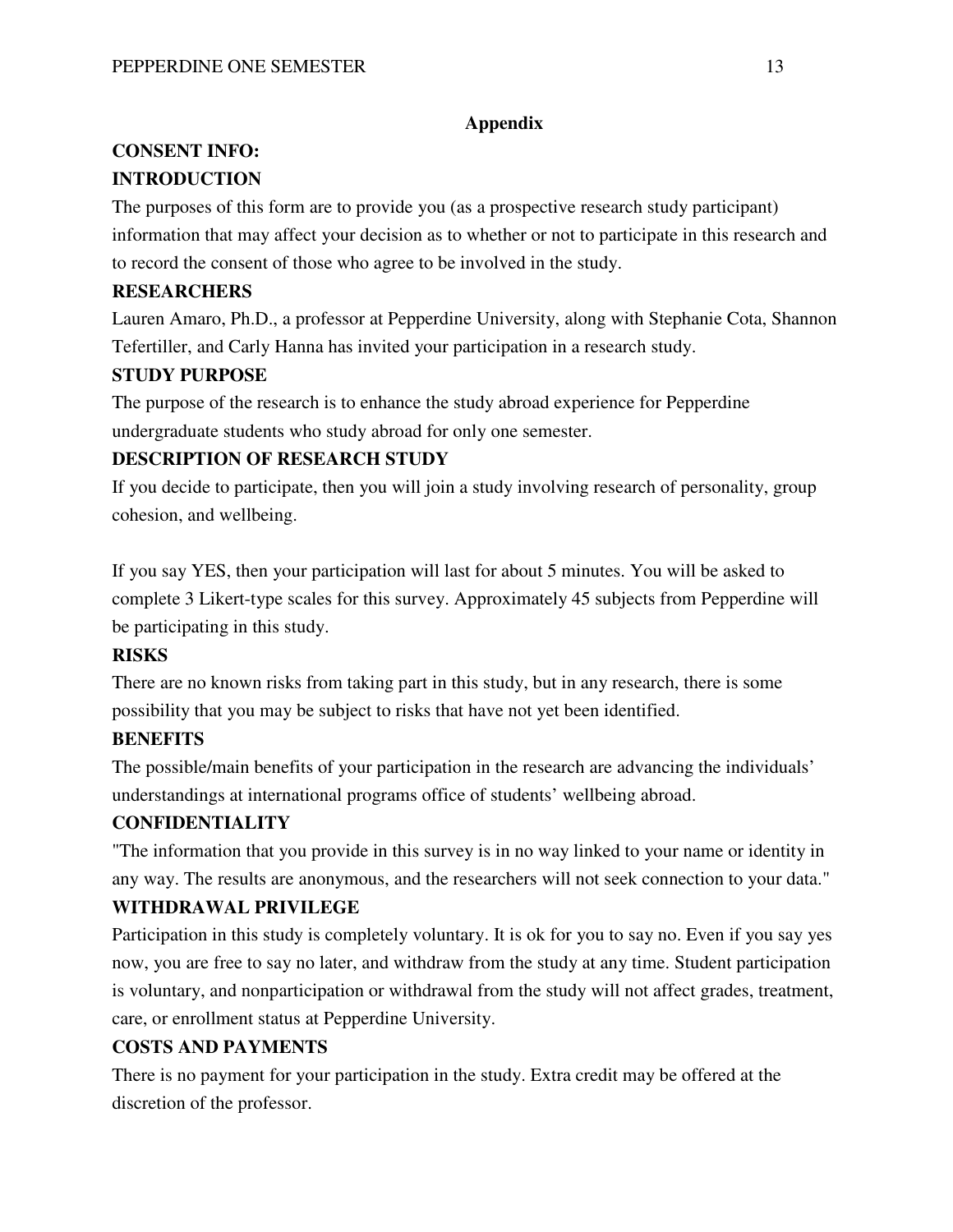## Appendix

**CONSENT INFO:**

**INTRODUCTION**

The purposes of this form are to provide you (as a prospective research study participant) information that may affect your decision as to whether or not to participate in this research and to record the consent of those who agree to be involved in the study.

**RESEARCHERS**

Lauren Amaro, Ph.D., a professor at Pepperdine University, along with Stephanie Cota, Shannon Tefertiller, and Carly Hanna has invited your participation in a research study.

**STUDY PURPOSE**

The purpose of the research is to enhance the study abroad experience for Pepperdine undergraduate students who study abroad for only one semester.

**DESCRIPTION OF RESEARCH STUDY**

If you decide to participate, then you will join a study involving research of personality, group cohesion, and wellbeing.

If you say YES, then your participation will last for about 5 minutes. You will be asked to complete 3 Likert-type scales for this survey. Approximately 45 subjects from Pepperdine will be participating in this study.

**RISKS**

There are no known risks from taking part in this study, but in any research, there is some possibility that you may be subject to risks that have not yet been identified.

**BENEFITS**

The possible/main benefits of your participation in the research are advancing the individuals' understandings at international programs office of students' wellbeing abroad.

**CONFIDENTIALITY**

"The information that you provide in this survey is in no way linked to your name or identity in any way. The results are anonymous, and the researchers will not seek connection to your data."

**WITHDRAWAL PRIVILEGE**

Participation in this study is completely voluntary. It is ok for you to say no. Even if you say yes now, you are free to say no later, and withdraw from the study at any time. Student participation is voluntary, and nonparticipation or withdrawal from the study will not affect grades, treatment, care, or enrollment status at Pepperdine University.

**COSTS AND PAYMENTS**

There is no payment for your participation in the study. Extra credit may be offered at the discretion of the professor.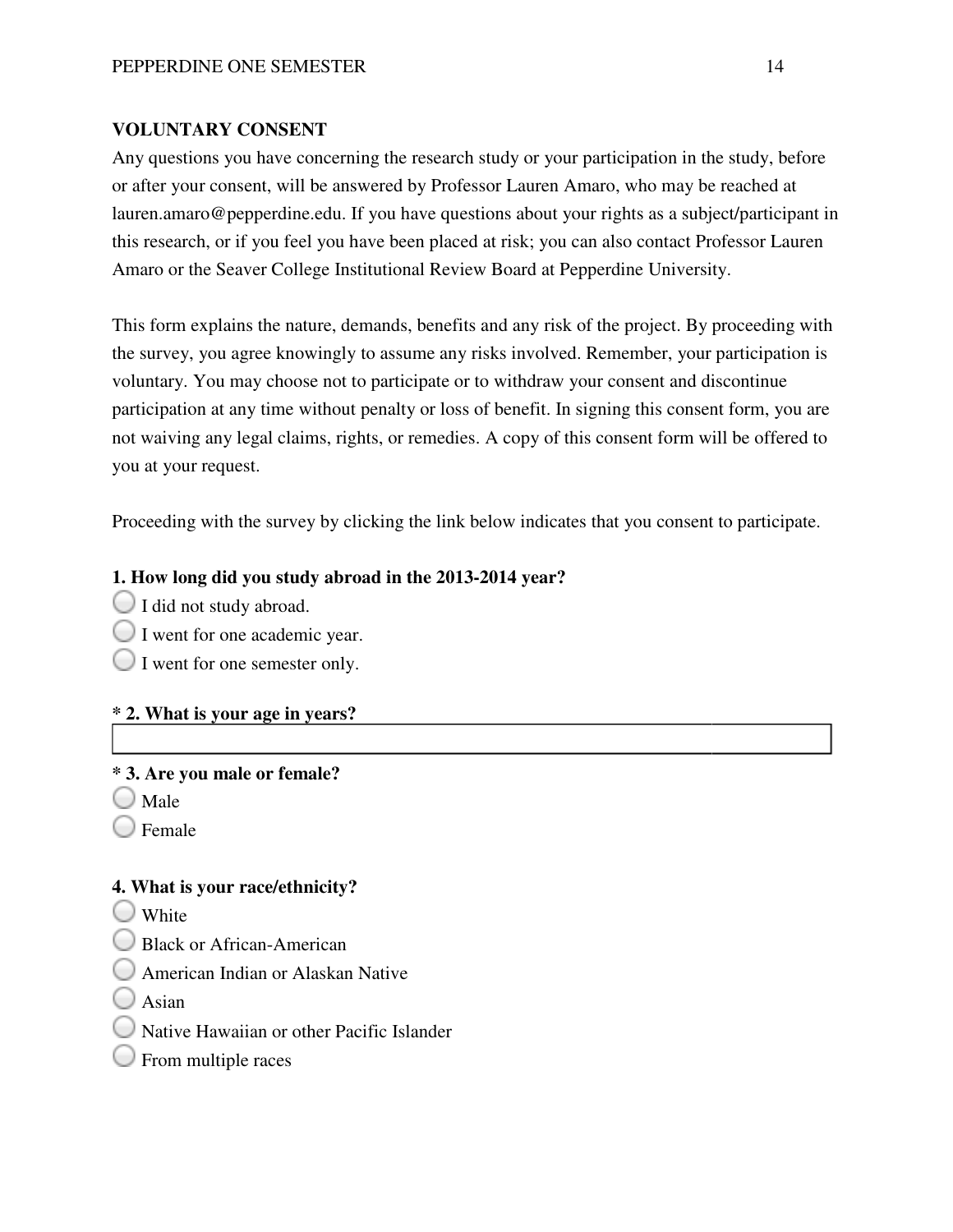**VOLUNTARY CONSENT**

Any questions you have concerning the research study or your participation in the study, before or after your consent, will be answered by Professor Lauren Amaro, who may be reached at lauren.amaro@pepperdine.edu. If you have questions about your rights as a subject/participant in this research, or if you feel you have been placed at risk; you can also contact Professor Lauren Amaro or the Seaver College Institutional Review Board at Pepperdine University.

This form explains the nature, demands, benefits and any risk of the project. By proceeding with the survey, you agree knowingly to assume any risks involved. Remember, your participation is voluntary. You may choose not to participate or to withdraw your consent and discontinue participation at any time without penalty or loss of benefit. In signing this consent form, you are not waiving any legal claims, rights, or remedies. A copy of this consent form will be offered to you at your request.

Proceeding with the survey by clicking the link below indicates that you consent to participate.

**1. How long did you study abroad in the 2013-2014 year?**

- ◯ I did not study abroad.
- ◯ I went for one academic year.
- ◯ I went for one semester only.

**\* 2. What is your age in years?**

______________________________

**\* 3. Are you male or female?**

- ◯ Male
- ◯ Female

**4. What is your race/ethnicity?**

- ◯ White
- ◯ Black or African-American
- ◯ American Indian or Alaskan Native
- ◯ Asian
- ◯ Native Hawaiian or other Pacific Islander
- ◯ From multiple races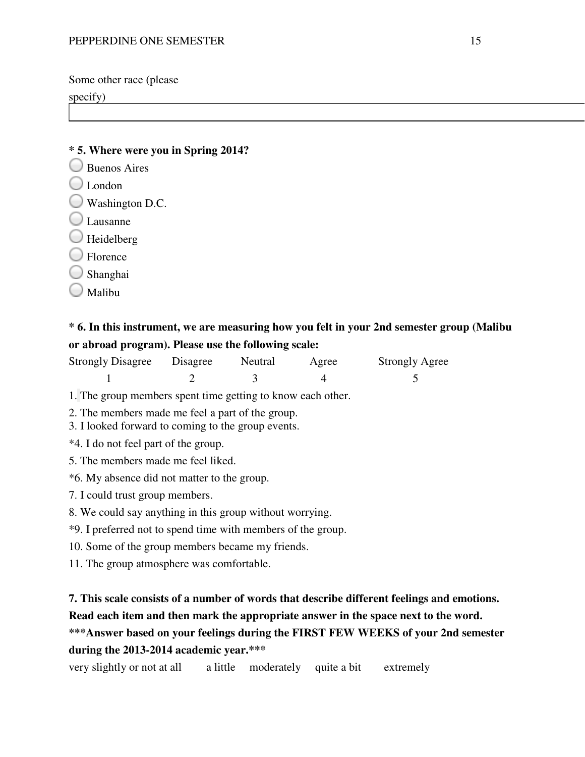Some other race (please specify)

______________________________________________

**\* 5. Where were you in Spring 2014?**

- Buenos Aires
- London
- Washington D.C.
- Lausanne
- Heidelberg
- Florence
- Shanghai
- Malibu

**\* 6. In this instrument, we are measuring how you felt in your 2nd semester group (Malibu or abroad program). Please use the following scale:**

| Strongly Disagree | Disagree | Neutral | Agree | Strongly Agree |
|---|---|---|---|---|
| 1 | 2 | 3 | 4 | 5 |

1. The group members spent time getting to know each other.
2. The members made me feel a part of the group.
3. I looked forward to coming to the group events.

*4. I do not feel part of the group.

5. The members made me feel liked.

*6. My absence did not matter to the group.

7. I could trust group members.
8. We could say anything in this group without worrying.

*9. I preferred not to spend time with members of the group.

10. Some of the group members became my friends.
11. The group atmosphere was comfortable.

**7. This scale consists of a number of words that describe different feelings and emotions. Read each item and then mark the appropriate answer in the space next to the word. \*\*\*Answer based on your feelings during the FIRST FEW WEEKS of your 2nd semester during the 2013-2014 academic year.\*\*\***

| very slightly or not at all | a little | moderately | quite a bit | extremely |
|---|---|---|---|---|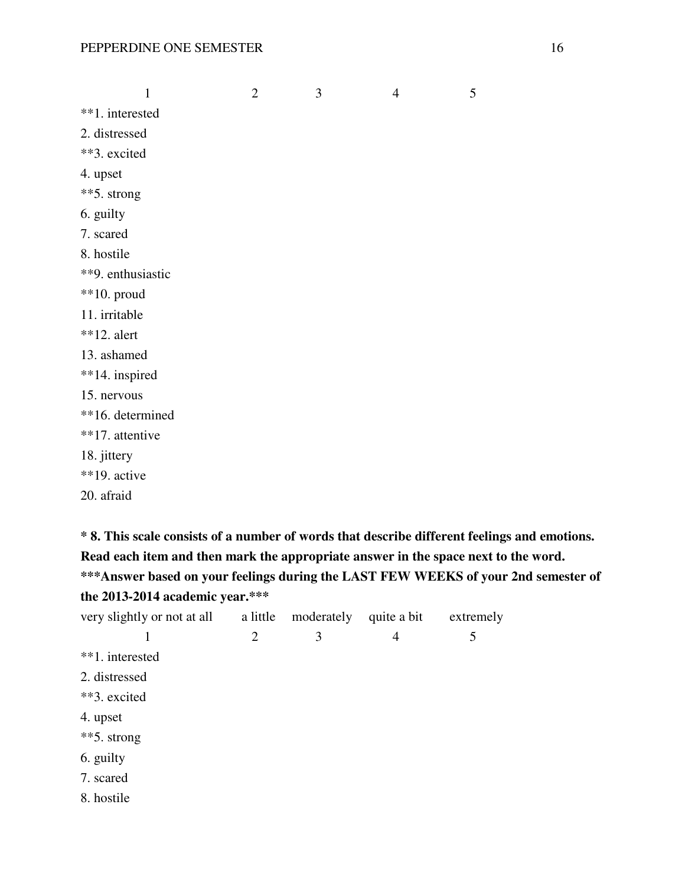| 1 | 2 | 3 | 4 | 5 |
|---|---|---|---|---|

**1. interested
2. distressed
**3. excited
4. upset
**5. strong
6. guilty
7. scared
8. hostile
**9. enthusiastic
**10. proud
11. irritable
**12. alert
13. ashamed
**14. inspired
15. nervous
**16. determined
**17. attentive
18. jittery
**19. active
20. afraid

**\* 8. This scale consists of a number of words that describe different feelings and emotions. Read each item and then mark the appropriate answer in the space next to the word. \*\*\*Answer based on your feelings during the LAST FEW WEEKS of your 2nd semester of the 2013-2014 academic year.\*\*\***

| very slightly or not at all | a little | moderately | quite a bit | extremely |
|---|---|---|---|---|
| 1 | 2 | 3 | 4 | 5 |

**1. interested
2. distressed
**3. excited
4. upset
**5. strong
6. guilty
7. scared
8. hostile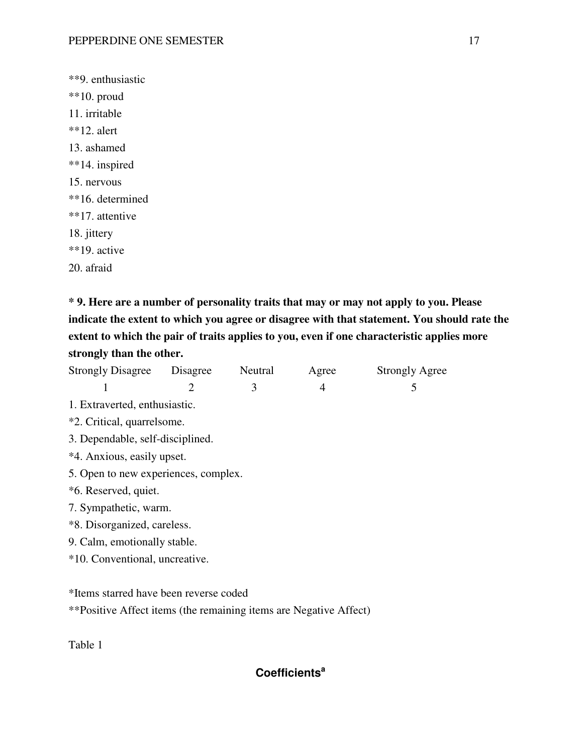**9. enthusiastic

**10. proud

11. irritable

**12. alert

13. ashamed

**14. inspired

15. nervous

**16. determined

**17. attentive

18. jittery

**19. active

20. afraid

**\* 9. Here are a number of personality traits that may or may not apply to you. Please indicate the extent to which you agree or disagree with that statement. You should rate the extent to which the pair of traits applies to you, even if one characteristic applies more strongly than the other.**

| Strongly Disagree | Disagree | Neutral | Agree | Strongly Agree |
|---|---|---|---|---|
| 1 | 2 | 3 | 4 | 5 |

1. Extraverted, enthusiastic.

*2. Critical, quarrelsome.

3. Dependable, self-disciplined.

*4. Anxious, easily upset.

5. Open to new experiences, complex.

*6. Reserved, quiet.

7. Sympathetic, warm.

*8. Disorganized, careless.

9. Calm, emotionally stable.

*10. Conventional, uncreative.

*Items starred have been reverse coded

**Positive Affect items (the remaining items are Negative Affect)

Table 1

**Coefficients[a]**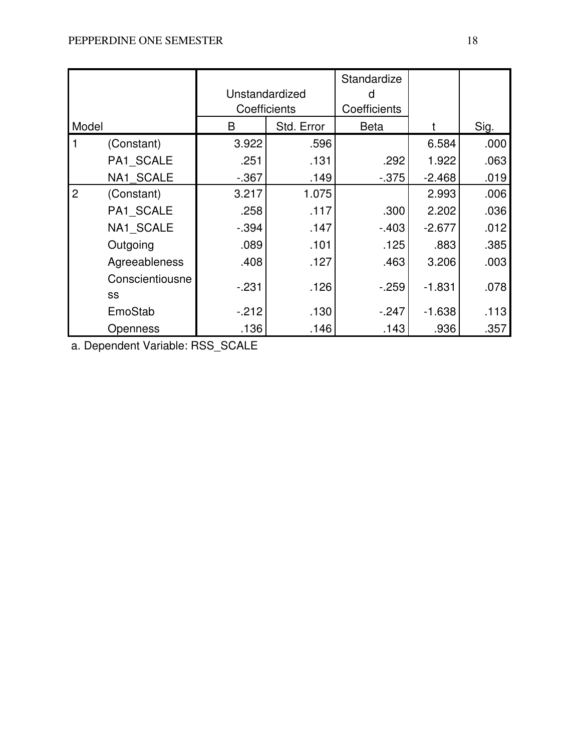| Model | | Unstandardized Coefficients | | Standardized Coefficients | t | Sig. |
|---|---|---|---|---|---|---|
| | | B | Std. Error | Beta | | |
| 1 | (Constant) | 3.922 | .596 | | 6.584 | .000 |
| | PA1_SCALE | .251 | .131 | .292 | 1.922 | .063 |
| | NA1_SCALE | -.367 | .149 | -.375 | -2.468 | .019 |
| 2 | (Constant) | 3.217 | 1.075 | | 2.993 | .006 |
| | PA1_SCALE | .258 | .117 | .300 | 2.202 | .036 |
| | NA1_SCALE | -.394 | .147 | -.403 | -2.677 | .012 |
| | Outgoing | .089 | .101 | .125 | .883 | .385 |
| | Agreeableness | .408 | .127 | .463 | 3.206 | .003 |
| | Conscientiousness | -.231 | .126 | -.259 | -1.831 | .078 |
| | EmoStab | -.212 | .130 | -.247 | -1.638 | .113 |
| | Openness | .136 | .146 | .143 | .936 | .357 |

a. Dependent Variable: RSS_SCALE